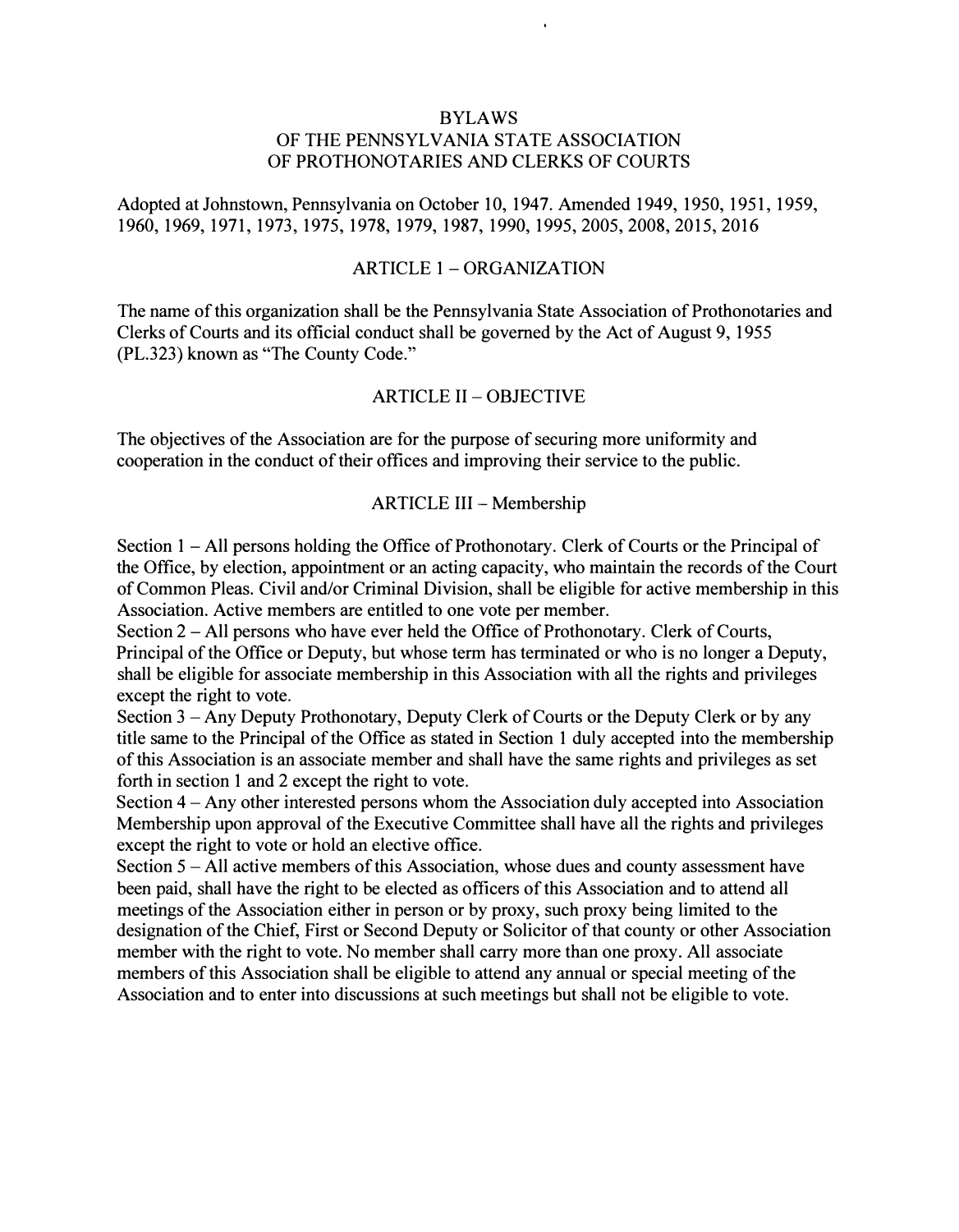# BYLAWS
# OF THE PENNSYLVANIA STATE ASSOCIATION
# OF PROTHONOTARIES AND CLERKS OF COURTS

Adopted at Johnstown, Pennsylvania on October 10, 1947. Amended 1949, 1950, 1951, 1959, 1960, 1969, 1971, 1973, 1975, 1978, 1979, 1987, 1990, 1995, 2005, 2008, 2015, 2016

## ARTICLE 1 – ORGANIZATION

The name of this organization shall be the Pennsylvania State Association of Prothonotaries and Clerks of Courts and its official conduct shall be governed by the Act of August 9, 1955 (PL.323) known as "The County Code."

## ARTICLE II – OBJECTIVE

The objectives of the Association are for the purpose of securing more uniformity and cooperation in the conduct of their offices and improving their service to the public.

## ARTICLE III – Membership

Section 1 – All persons holding the Office of Prothonotary. Clerk of Courts or the Principal of the Office, by election, appointment or an acting capacity, who maintain the records of the Court of Common Pleas. Civil and/or Criminal Division, shall be eligible for active membership in this Association. Active members are entitled to one vote per member.

Section 2 – All persons who have ever held the Office of Prothonotary. Clerk of Courts, Principal of the Office or Deputy, but whose term has terminated or who is no longer a Deputy, shall be eligible for associate membership in this Association with all the rights and privileges except the right to vote.

Section 3 – Any Deputy Prothonotary, Deputy Clerk of Courts or the Deputy Clerk or by any title same to the Principal of the Office as stated in Section 1 duly accepted into the membership of this Association is an associate member and shall have the same rights and privileges as set forth in section 1 and 2 except the right to vote.

Section 4 – Any other interested persons whom the Association duly accepted into Association Membership upon approval of the Executive Committee shall have all the rights and privileges except the right to vote or hold an elective office.

Section 5 – All active members of this Association, whose dues and county assessment have been paid, shall have the right to be elected as officers of this Association and to attend all meetings of the Association either in person or by proxy, such proxy being limited to the designation of the Chief, First or Second Deputy or Solicitor of that county or other Association member with the right to vote. No member shall carry more than one proxy. All associate members of this Association shall be eligible to attend any annual or special meeting of the Association and to enter into discussions at such meetings but shall not be eligible to vote.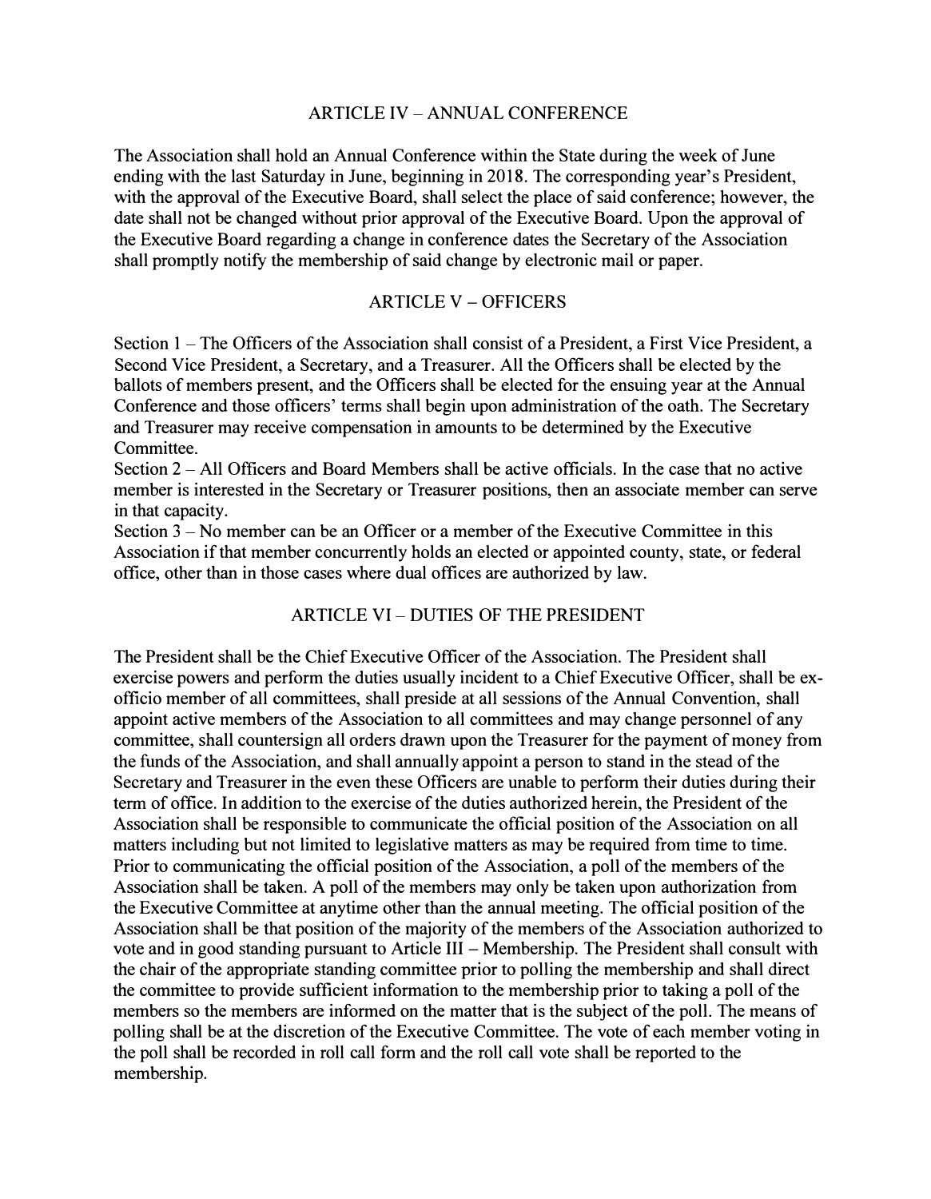## ARTICLE IV – ANNUAL CONFERENCE

The Association shall hold an Annual Conference within the State during the week of June ending with the last Saturday in June, beginning in 2018. The corresponding year's President, with the approval of the Executive Board, shall select the place of said conference; however, the date shall not be changed without prior approval of the Executive Board. Upon the approval of the Executive Board regarding a change in conference dates the Secretary of the Association shall promptly notify the membership of said change by electronic mail or paper.

## ARTICLE V – OFFICERS

Section 1 – The Officers of the Association shall consist of a President, a First Vice President, a Second Vice President, a Secretary, and a Treasurer. All the Officers shall be elected by the ballots of members present, and the Officers shall be elected for the ensuing year at the Annual Conference and those officers' terms shall begin upon administration of the oath. The Secretary and Treasurer may receive compensation in amounts to be determined by the Executive Committee.

Section 2 – All Officers and Board Members shall be active officials. In the case that no active member is interested in the Secretary or Treasurer positions, then an associate member can serve in that capacity.

Section 3 – No member can be an Officer or a member of the Executive Committee in this Association if that member concurrently holds an elected or appointed county, state, or federal office, other than in those cases where dual offices are authorized by law.

## ARTICLE VI – DUTIES OF THE PRESIDENT

The President shall be the Chief Executive Officer of the Association. The President shall exercise powers and perform the duties usually incident to a Chief Executive Officer, shall be ex-officio member of all committees, shall preside at all sessions of the Annual Convention, shall appoint active members of the Association to all committees and may change personnel of any committee, shall countersign all orders drawn upon the Treasurer for the payment of money from the funds of the Association, and shall annually appoint a person to stand in the stead of the Secretary and Treasurer in the even these Officers are unable to perform their duties during their term of office. In addition to the exercise of the duties authorized herein, the President of the Association shall be responsible to communicate the official position of the Association on all matters including but not limited to legislative matters as may be required from time to time. Prior to communicating the official position of the Association, a poll of the members of the Association shall be taken. A poll of the members may only be taken upon authorization from the Executive Committee at anytime other than the annual meeting. The official position of the Association shall be that position of the majority of the members of the Association authorized to vote and in good standing pursuant to Article III – Membership. The President shall consult with the chair of the appropriate standing committee prior to polling the membership and shall direct the committee to provide sufficient information to the membership prior to taking a poll of the members so the members are informed on the matter that is the subject of the poll. The means of polling shall be at the discretion of the Executive Committee. The vote of each member voting in the poll shall be recorded in roll call form and the roll call vote shall be reported to the membership.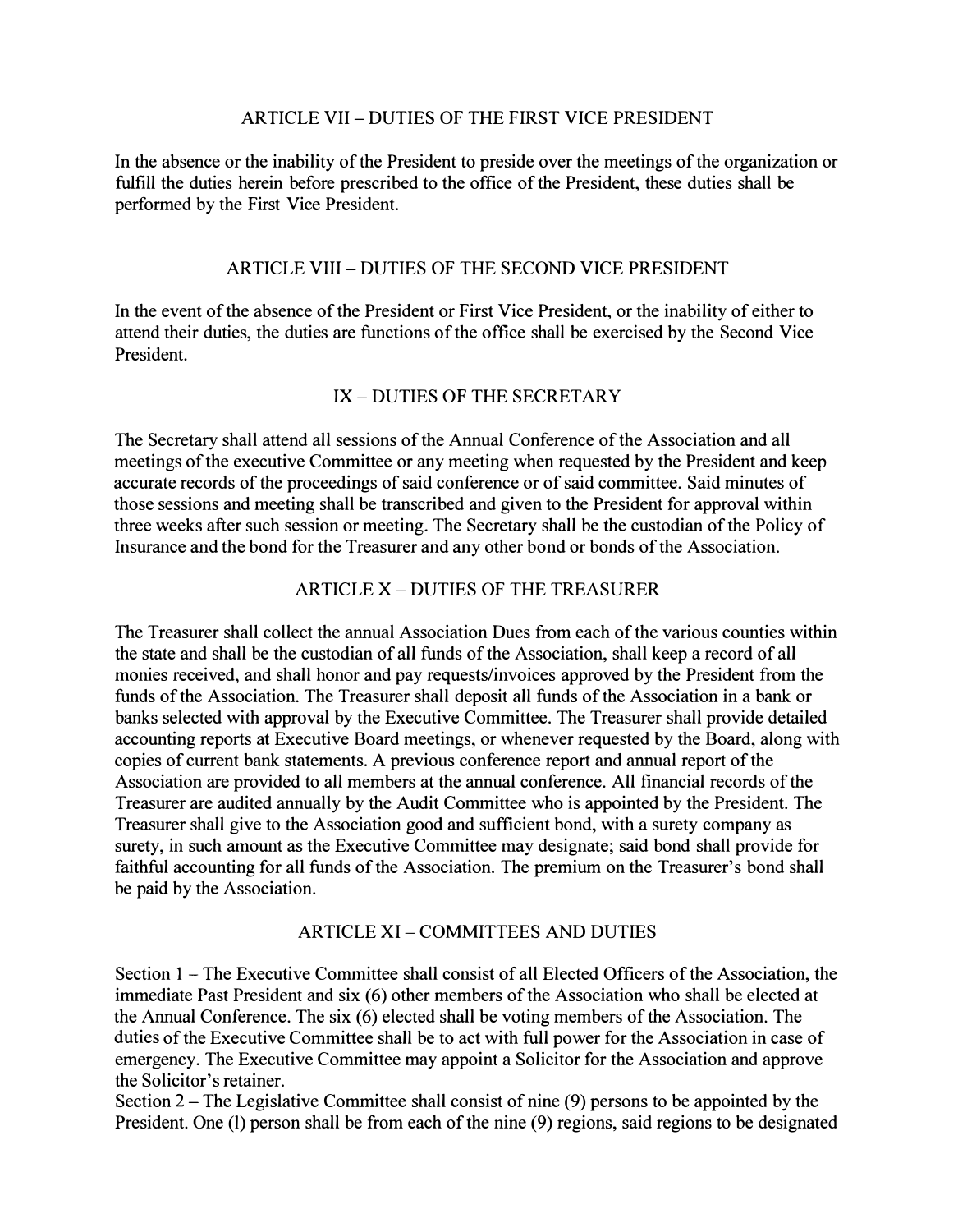## ARTICLE VII – DUTIES OF THE FIRST VICE PRESIDENT

In the absence or the inability of the President to preside over the meetings of the organization or fulfill the duties herein before prescribed to the office of the President, these duties shall be performed by the First Vice President.

## ARTICLE VIII – DUTIES OF THE SECOND VICE PRESIDENT

In the event of the absence of the President or First Vice President, or the inability of either to attend their duties, the duties are functions of the office shall be exercised by the Second Vice President.

## IX – DUTIES OF THE SECRETARY

The Secretary shall attend all sessions of the Annual Conference of the Association and all meetings of the executive Committee or any meeting when requested by the President and keep accurate records of the proceedings of said conference or of said committee. Said minutes of those sessions and meeting shall be transcribed and given to the President for approval within three weeks after such session or meeting. The Secretary shall be the custodian of the Policy of Insurance and the bond for the Treasurer and any other bond or bonds of the Association.

## ARTICLE X – DUTIES OF THE TREASURER

The Treasurer shall collect the annual Association Dues from each of the various counties within the state and shall be the custodian of all funds of the Association, shall keep a record of all monies received, and shall honor and pay requests/invoices approved by the President from the funds of the Association. The Treasurer shall deposit all funds of the Association in a bank or banks selected with approval by the Executive Committee. The Treasurer shall provide detailed accounting reports at Executive Board meetings, or whenever requested by the Board, along with copies of current bank statements. A previous conference report and annual report of the Association are provided to all members at the annual conference. All financial records of the Treasurer are audited annually by the Audit Committee who is appointed by the President. The Treasurer shall give to the Association good and sufficient bond, with a surety company as surety, in such amount as the Executive Committee may designate; said bond shall provide for faithful accounting for all funds of the Association. The premium on the Treasurer's bond shall be paid by the Association.

## ARTICLE XI – COMMITTEES AND DUTIES

Section 1 – The Executive Committee shall consist of all Elected Officers of the Association, the immediate Past President and six (6) other members of the Association who shall be elected at the Annual Conference. The six (6) elected shall be voting members of the Association. The duties of the Executive Committee shall be to act with full power for the Association in case of emergency. The Executive Committee may appoint a Solicitor for the Association and approve the Solicitor's retainer.

Section 2 – The Legislative Committee shall consist of nine (9) persons to be appointed by the President. One (l) person shall be from each of the nine (9) regions, said regions to be designated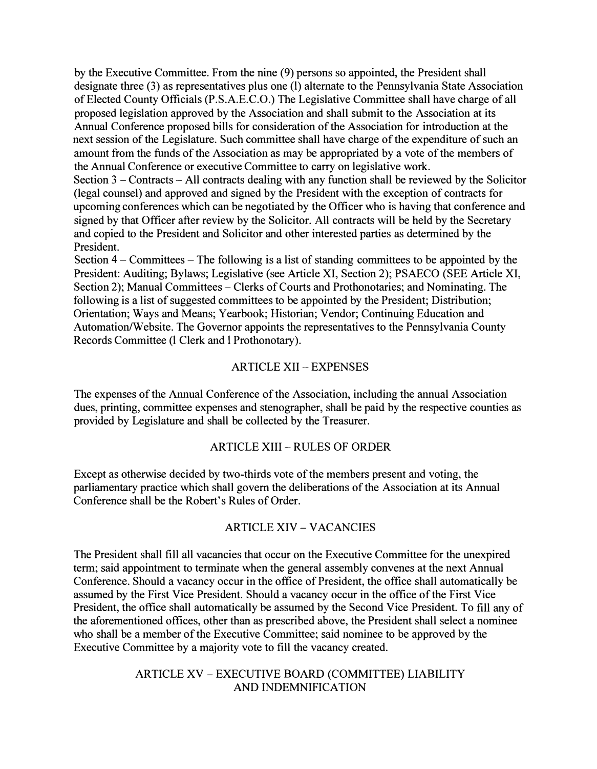by the Executive Committee. From the nine (9) persons so appointed, the President shall designate three (3) as representatives plus one (l) alternate to the Pennsylvania State Association of Elected County Officials (P.S.A.E.C.O.) The Legislative Committee shall have charge of all proposed legislation approved by the Association and shall submit to the Association at its Annual Conference proposed bills for consideration of the Association for introduction at the next session of the Legislature. Such committee shall have charge of the expenditure of such an amount from the funds of the Association as may be appropriated by a vote of the members of the Annual Conference or executive Committee to carry on legislative work.

Section 3 – Contracts – All contracts dealing with any function shall be reviewed by the Solicitor (legal counsel) and approved and signed by the President with the exception of contracts for upcoming conferences which can be negotiated by the Officer who is having that conference and signed by that Officer after review by the Solicitor. All contracts will be held by the Secretary and copied to the President and Solicitor and other interested parties as determined by the President.

Section 4 – Committees – The following is a list of standing committees to be appointed by the President: Auditing; Bylaws; Legislative (see Article XI, Section 2); PSAECO (SEE Article XI, Section 2); Manual Committees – Clerks of Courts and Prothonotaries; and Nominating. The following is a list of suggested committees to be appointed by the President; Distribution; Orientation; Ways and Means; Yearbook; Historian; Vendor; Continuing Education and Automation/Website. The Governor appoints the representatives to the Pennsylvania County Records Committee (l Clerk and l Prothonotary).

## ARTICLE XII – EXPENSES

The expenses of the Annual Conference of the Association, including the annual Association dues, printing, committee expenses and stenographer, shall be paid by the respective counties as provided by Legislature and shall be collected by the Treasurer.

## ARTICLE XIII – RULES OF ORDER

Except as otherwise decided by two-thirds vote of the members present and voting, the parliamentary practice which shall govern the deliberations of the Association at its Annual Conference shall be the Robert's Rules of Order.

## ARTICLE XIV – VACANCIES

The President shall fill all vacancies that occur on the Executive Committee for the unexpired term; said appointment to terminate when the general assembly convenes at the next Annual Conference. Should a vacancy occur in the office of President, the office shall automatically be assumed by the First Vice President. Should a vacancy occur in the office of the First Vice President, the office shall automatically be assumed by the Second Vice President. To fill any of the aforementioned offices, other than as prescribed above, the President shall select a nominee who shall be a member of the Executive Committee; said nominee to be approved by the Executive Committee by a majority vote to fill the vacancy created.

## ARTICLE XV – EXECUTIVE BOARD (COMMITTEE) LIABILITY AND INDEMNIFICATION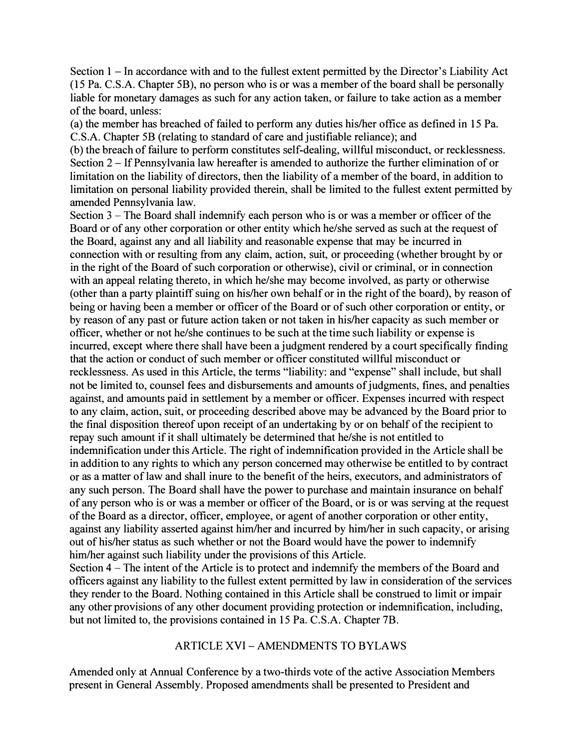Section 1 – In accordance with and to the fullest extent permitted by the Director's Liability Act (15 Pa. C.S.A. Chapter 5B), no person who is or was a member of the board shall be personally liable for monetary damages as such for any action taken, or failure to take action as a member of the board, unless:

(a) the member has breached of failed to perform any duties his/her office as defined in 15 Pa. C.S.A. Chapter 5B (relating to standard of care and justifiable reliance); and

(b) the breach of failure to perform constitutes self-dealing, willful misconduct, or recklessness.

Section 2 – If Pennsylvania law hereafter is amended to authorize the further elimination of or limitation on the liability of directors, then the liability of a member of the board, in addition to limitation on personal liability provided therein, shall be limited to the fullest extent permitted by amended Pennsylvania law.

Section 3 – The Board shall indemnify each person who is or was a member or officer of the Board or of any other corporation or other entity which he/she served as such at the request of the Board, against any and all liability and reasonable expense that may be incurred in connection with or resulting from any claim, action, suit, or proceeding (whether brought by or in the right of the Board of such corporation or otherwise), civil or criminal, or in connection with an appeal relating thereto, in which he/she may become involved, as party or otherwise (other than a party plaintiff suing on his/her own behalf or in the right of the board), by reason of being or having been a member or officer of the Board or of such other corporation or entity, or by reason of any past or future action taken or not taken in his/her capacity as such member or officer, whether or not he/she continues to be such at the time such liability or expense is incurred, except where there shall have been a judgment rendered by a court specifically finding that the action or conduct of such member or officer constituted willful misconduct or recklessness. As used in this Article, the terms "liability: and "expense" shall include, but shall not be limited to, counsel fees and disbursements and amounts of judgments, fines, and penalties against, and amounts paid in settlement by a member or officer. Expenses incurred with respect to any claim, action, suit, or proceeding described above may be advanced by the Board prior to the final disposition thereof upon receipt of an undertaking by or on behalf of the recipient to repay such amount if it shall ultimately be determined that he/she is not entitled to indemnification under this Article. The right of indemnification provided in the Article shall be in addition to any rights to which any person concerned may otherwise be entitled to by contract or as a matter of law and shall inure to the benefit of the heirs, executors, and administrators of any such person. The Board shall have the power to purchase and maintain insurance on behalf of any person who is or was a member or officer of the Board, or is or was serving at the request of the Board as a director, officer, employee, or agent of another corporation or other entity, against any liability asserted against him/her and incurred by him/her in such capacity, or arising out of his/her status as such whether or not the Board would have the power to indemnify him/her against such liability under the provisions of this Article.

Section 4 – The intent of the Article is to protect and indemnify the members of the Board and officers against any liability to the fullest extent permitted by law in consideration of the services they render to the Board. Nothing contained in this Article shall be construed to limit or impair any other provisions of any other document providing protection or indemnification, including, but not limited to, the provisions contained in 15 Pa. C.S.A. Chapter 7B.

## ARTICLE XVI – AMENDMENTS TO BYLAWS

Amended only at Annual Conference by a two-thirds vote of the active Association Members present in General Assembly. Proposed amendments shall be presented to President and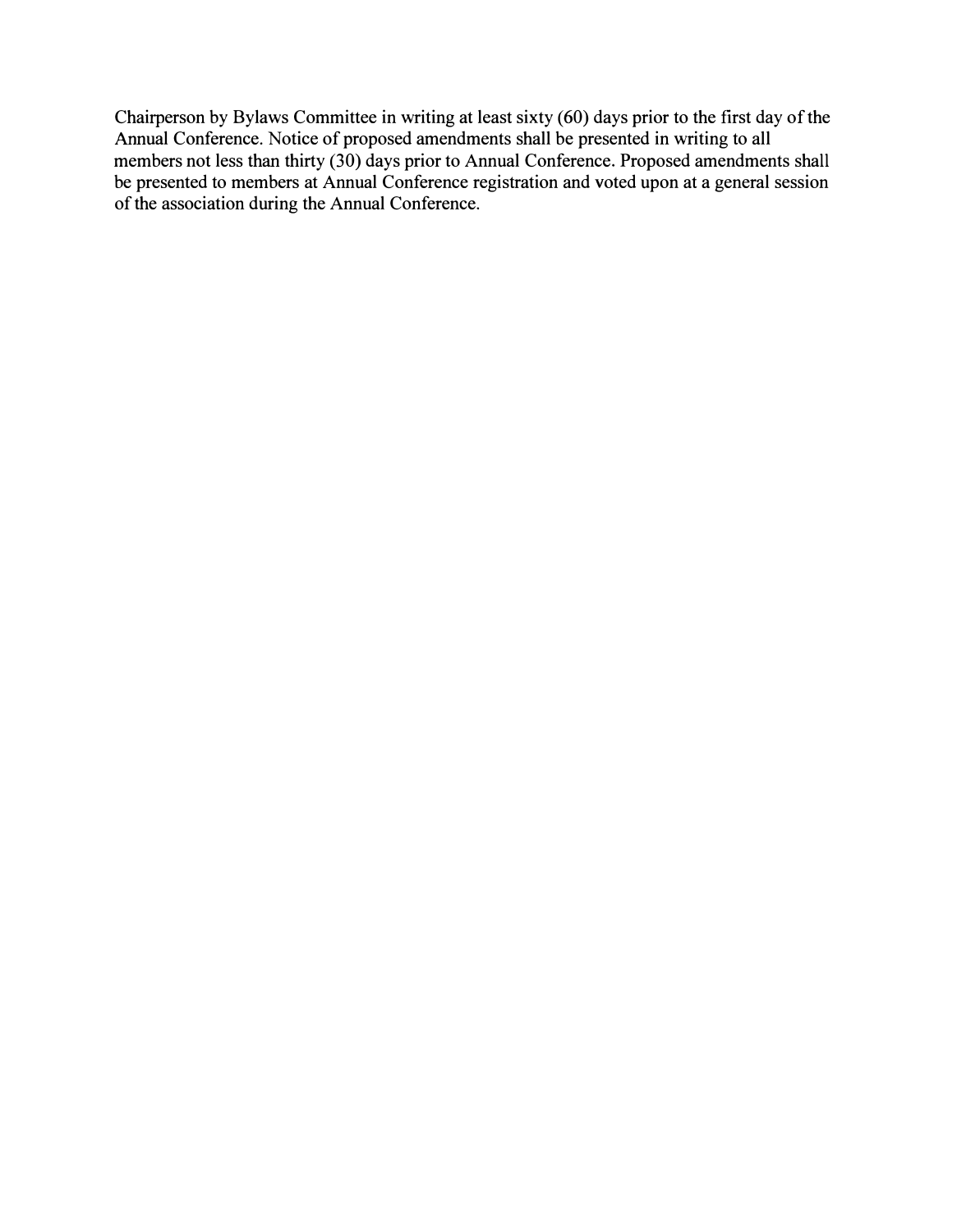Chairperson by Bylaws Committee in writing at least sixty (60) days prior to the first day of the Annual Conference. Notice of proposed amendments shall be presented in writing to all members not less than thirty (30) days prior to Annual Conference. Proposed amendments shall be presented to members at Annual Conference registration and voted upon at a general session of the association during the Annual Conference.